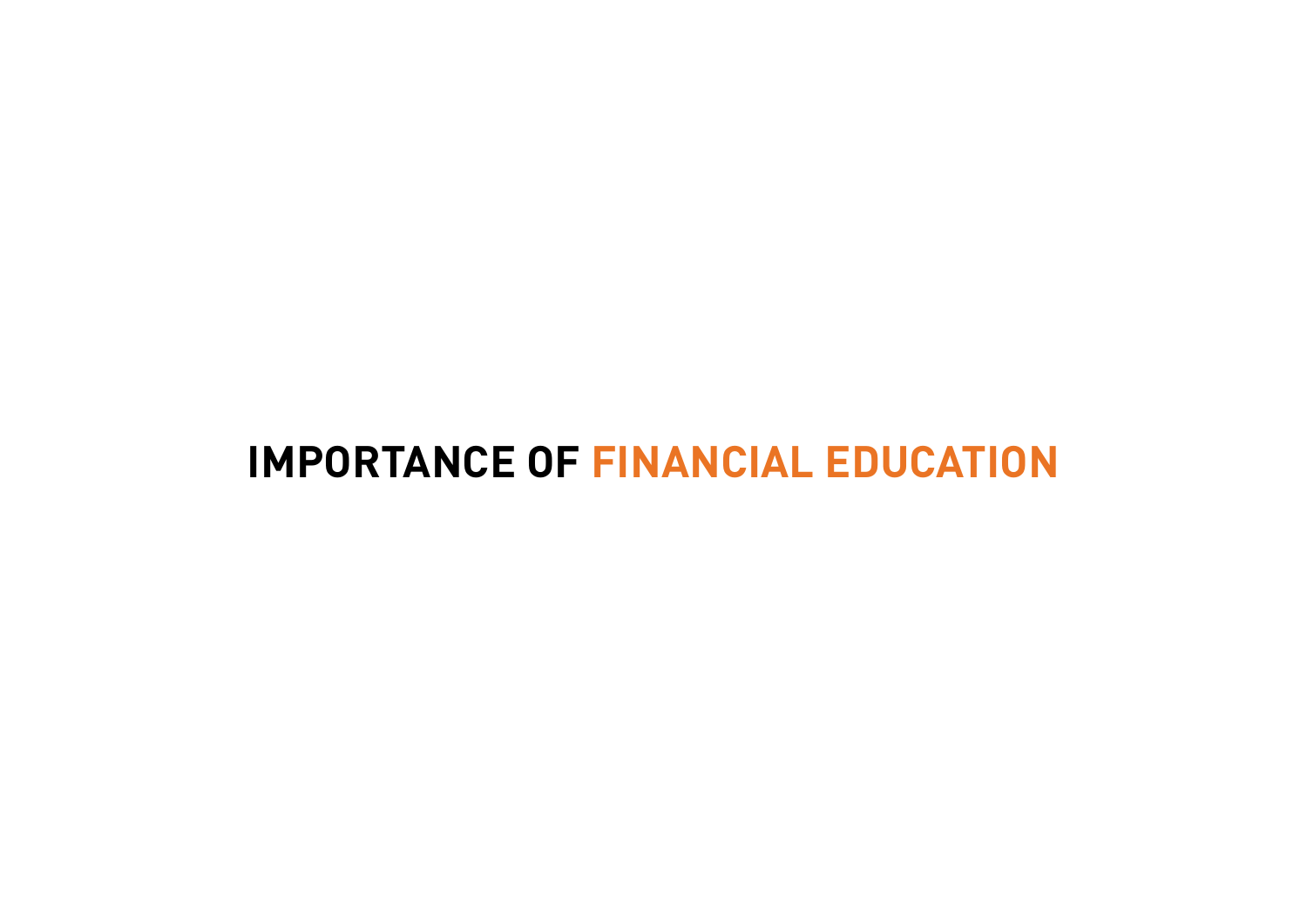# IMPORTANCE OF FINANCIAL EDUCATION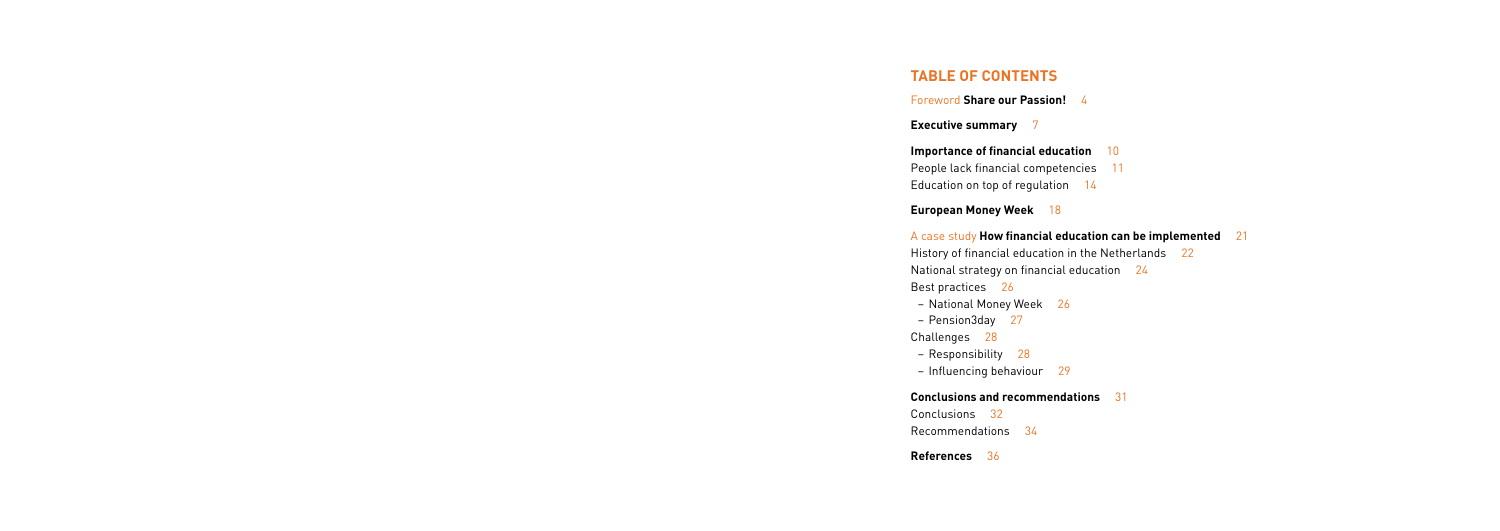## TABLE OF CONTENTS

Foreword **Share our Passion!** 4

**Executive summary** 7

**Importance of financial education** 10
People lack financial competencies 11
Education on top of regulation 14

**European Money Week** 18

A case study **How financial education can be implemented** 21
History of financial education in the Netherlands 22
National strategy on financial education 24
Best practices 26
– National Money Week 26
– Pension3day 27
Challenges 28
– Responsibility 28
– Influencing behaviour 29

**Conclusions and recommendations** 31
Conclusions 32
Recommendations 34

**References** 36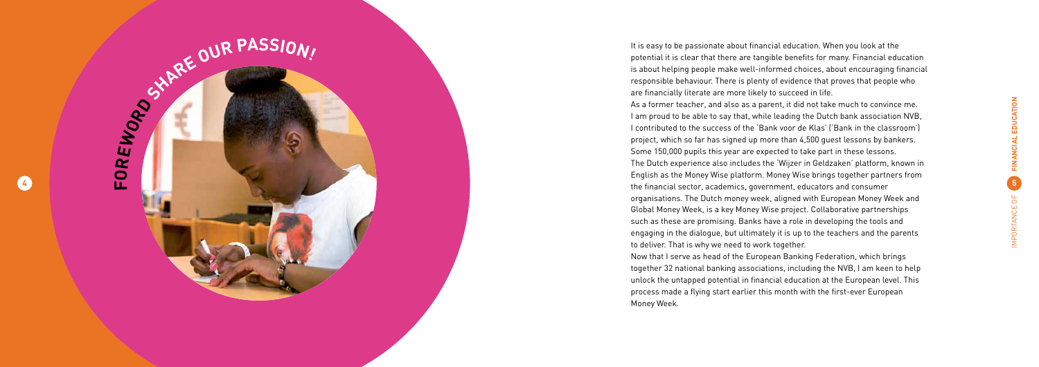# FOREWORD SHARE OUR PASSION!

It is easy to be passionate about financial education. When you look at the potential it is clear that there are tangible benefits for many. Financial education is about helping people make well-informed choices, about encouraging financial responsible behaviour. There is plenty of evidence that proves that people who are financially literate are more likely to succeed in life.

As a former teacher, and also as a parent, it did not take much to convince me. I am proud to be able to say that, while leading the Dutch bank association NVB, I contributed to the success of the 'Bank voor de Klas' ('Bank in the classroom') project, which so far has signed up more than 4,500 guest lessons by bankers. Some 150,000 pupils this year are expected to take part in these lessons.

The Dutch experience also includes the 'Wijzer in Geldzaken' platform, known in English as the Money Wise platform. Money Wise brings together partners from the financial sector, academics, government, educators and consumer organisations. The Dutch money week, aligned with European Money Week and Global Money Week, is a key Money Wise project. Collaborative partnerships such as these are promising. Banks have a role in developing the tools and engaging in the dialogue, but ultimately it is up to the teachers and the parents to deliver. That is why we need to work together.

Now that I serve as head of the European Banking Federation, which brings together 32 national banking associations, including the NVB, I am keen to help unlock the untapped potential in financial education at the European level. This process made a flying start earlier this month with the first-ever European Money Week.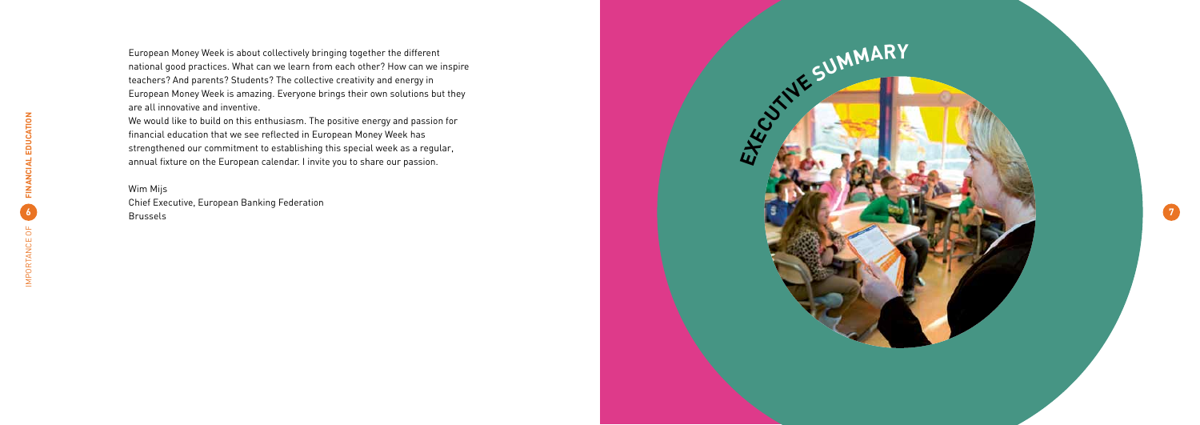European Money Week is about collectively bringing together the different national good practices. What can we learn from each other? How can we inspire teachers? And parents? Students? The collective creativity and energy in European Money Week is amazing. Everyone brings their own solutions but they are all innovative and inventive.

We would like to build on this enthusiasm. The positive energy and passion for financial education that we see reflected in European Money Week has strengthened our commitment to establishing this special week as a regular, annual fixture on the European calendar. I invite you to share our passion.

Wim Mijs
Chief Executive, European Banking Federation
Brussels

# EXECUTIVE SUMMARY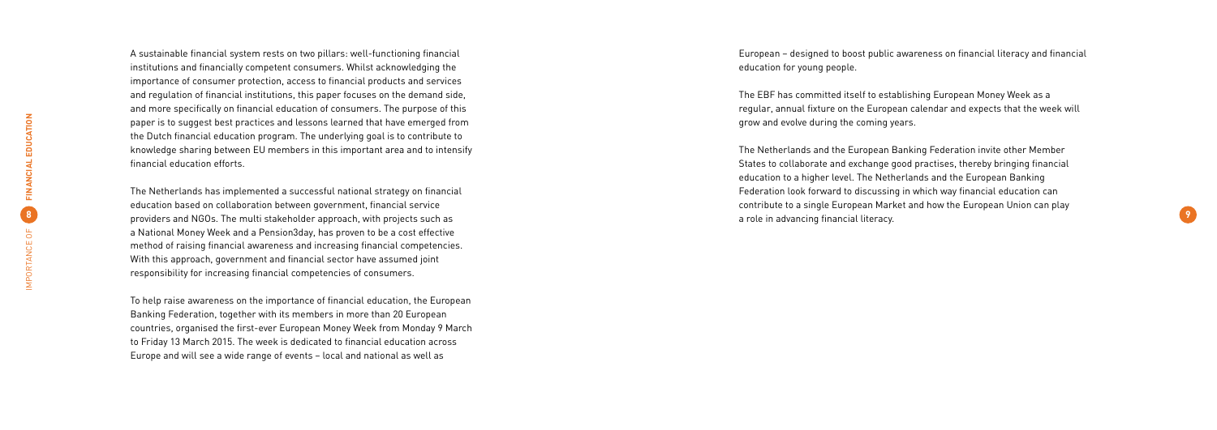A sustainable financial system rests on two pillars: well-functioning financial institutions and financially competent consumers. Whilst acknowledging the importance of consumer protection, access to financial products and services and regulation of financial institutions, this paper focuses on the demand side, and more specifically on financial education of consumers. The purpose of this paper is to suggest best practices and lessons learned that have emerged from the Dutch financial education program. The underlying goal is to contribute to knowledge sharing between EU members in this important area and to intensify financial education efforts.

The Netherlands has implemented a successful national strategy on financial education based on collaboration between government, financial service providers and NGOs. The multi stakeholder approach, with projects such as a National Money Week and a Pension3day, has proven to be a cost effective method of raising financial awareness and increasing financial competencies. With this approach, government and financial sector have assumed joint responsibility for increasing financial competencies of consumers.

To help raise awareness on the importance of financial education, the European Banking Federation, together with its members in more than 20 European countries, organised the first-ever European Money Week from Monday 9 March to Friday 13 March 2015. The week is dedicated to financial education across Europe and will see a wide range of events – local and national as well as European – designed to boost public awareness on financial literacy and financial education for young people.

The EBF has committed itself to establishing European Money Week as a regular, annual fixture on the European calendar and expects that the week will grow and evolve during the coming years.

The Netherlands and the European Banking Federation invite other Member States to collaborate and exchange good practises, thereby bringing financial education to a higher level. The Netherlands and the European Banking Federation look forward to discussing in which way financial education can contribute to a single European Market and how the European Union can play a role in advancing financial literacy.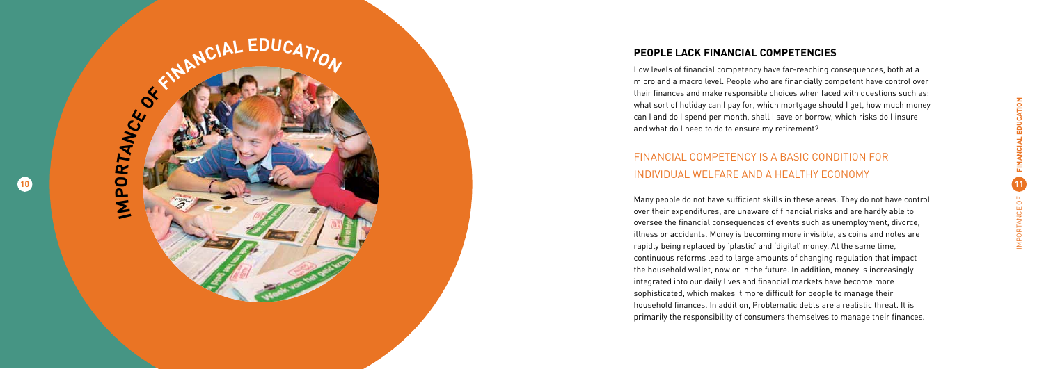# IMPORTANCE OF FINANCIAL EDUCATION

## PEOPLE LACK FINANCIAL COMPETENCIES

Low levels of financial competency have far-reaching consequences, both at a micro and a macro level. People who are financially competent have control over their finances and make responsible choices when faced with questions such as: what sort of holiday can I pay for, which mortgage should I get, how much money can I and do I spend per month, shall I save or borrow, which risks do I insure and what do I need to do to ensure my retirement?

## FINANCIAL COMPETENCY IS A BASIC CONDITION FOR INDIVIDUAL WELFARE AND A HEALTHY ECONOMY

Many people do not have sufficient skills in these areas. They do not have control over their expenditures, are unaware of financial risks and are hardly able to oversee the financial consequences of events such as unemployment, divorce, illness or accidents. Money is becoming more invisible, as coins and notes are rapidly being replaced by 'plastic' and 'digital' money. At the same time, continuous reforms lead to large amounts of changing regulation that impact the household wallet, now or in the future. In addition, money is increasingly integrated into our daily lives and financial markets have become more sophisticated, which makes it more difficult for people to manage their household finances. In addition, Problematic debts are a realistic threat. It is primarily the responsibility of consumers themselves to manage their finances.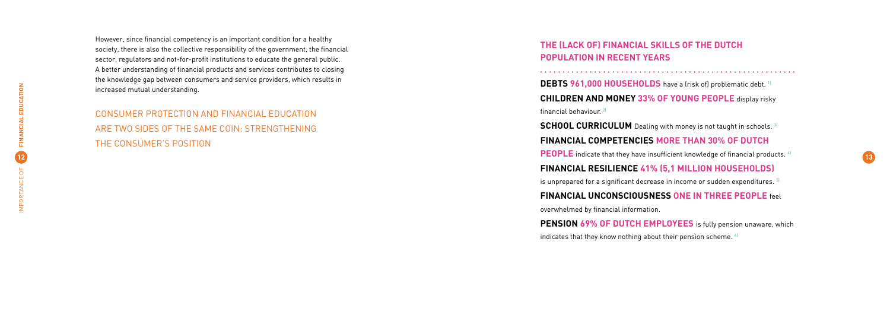However, since financial competency is an important condition for a healthy society, there is also the collective responsibility of the government, the financial sector, regulators and not-for-profit institutions to educate the general public. A better understanding of financial products and services contributes to closing the knowledge gap between consumers and service providers, which results in increased mutual understanding.

## CONSUMER PROTECTION AND FINANCIAL EDUCATION ARE TWO SIDES OF THE SAME COIN: STRENGTHENING THE CONSUMER'S POSITION

## THE (LACK OF) FINANCIAL SKILLS OF THE DUTCH POPULATION IN RECENT YEARS

**DEBTS 961,000 HOUSEHOLDS** have a (risk of) problematic debt. [1]

**CHILDREN AND MONEY 33% OF YOUNG PEOPLE** display risky financial behaviour. [2]

**SCHOOL CURRICULUM** Dealing with money is not taught in schools. [3]

**FINANCIAL COMPETENCIES MORE THAN 30% OF DUTCH PEOPLE** indicate that they have insufficient knowledge of financial products. [4]

**FINANCIAL RESILIENCE 41% (5,1 MILLION HOUSEHOLDS)** is unprepared for a significant decrease in income or sudden expenditures. [5]

**FINANCIAL UNCONSCIOUSNESS ONE IN THREE PEOPLE** feel overwhelmed by financial information.

**PENSION 69% OF DUTCH EMPLOYEES** is fully pension unaware, which indicates that they know nothing about their pension scheme. [6]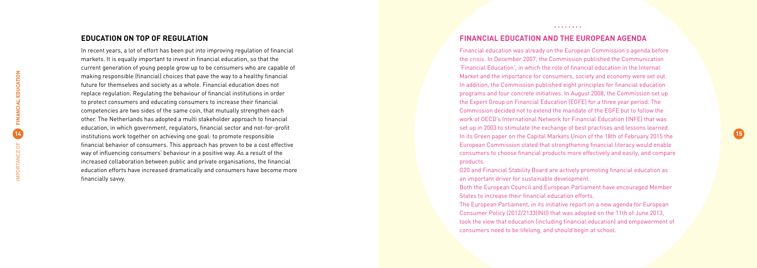## EDUCATION ON TOP OF REGULATION

In recent years, a lot of effort has been put into improving regulation of financial markets. It is equally important to invest in financial education, so that the current generation of young people grow up to be consumers who are capable of making responsible (financial) choices that pave the way to a healthy financial future for themselves and society as a whole. Financial education does not replace regulation. Regulating the behaviour of financial institutions in order to protect consumers and educating consumers to increase their financial competencies are two sides of the same coin, that mutually strengthen each other. The Netherlands has adopted a multi stakeholder approach to financial education, in which government, regulators, financial sector and not-for-profit institutions work together on achieving one goal: to promote responsible financial behavior of consumers. This approach has proven to be a cost effective way of influencing consumers' behaviour in a positive way. As a result of the increased collaboration between public and private organisations, the financial education efforts have increased dramatically and consumers have become more financially savvy.

## FINANCIAL EDUCATION AND THE EUROPEAN AGENDA

Financial education was already on the European Commission's agenda before the crisis. In December 2007, the Commission published the Communication 'Financial Education', in which the role of financial education in the Internal Market and the importance for consumers, society and economy were set out. In addition, the Commission published eight principles for financial education programs and four concrete initiatives. In August 2008, the Commission set up the Expert Group on Financial Education (EGFE) for a three year period. The Commission decided not to extend the mandate of the EGFE but to follow the work of OECD's International Network for Financial Education (INFE) that was set up in 2003 to stimulate the exchange of best practises and lessons learned. In its Green paper on the Capital Markets Union of the 18th of February 2015 the European Commission stated that strengthening financial literacy would enable consumers to choose financial products more effectively and easily, and compare products.

G20 and Financial Stability Board are actively promoting financial education as an important driver for sustainable development.

Both the European Council and European Parliament have encouraged Member States to increase their financial education efforts.

The European Parliament, in its initiative report on a new agenda for European Consumer Policy (2012/2133(INI)) that was adopted on the 11th of June 2013, took the view that education (including financial education) and empowerment of consumers need to be lifelong, and should begin at school.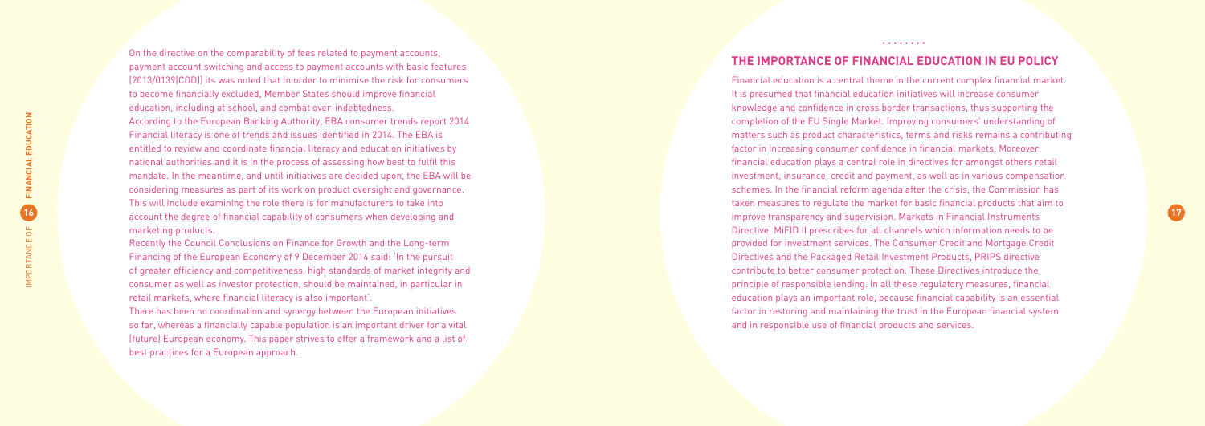On the directive on the comparability of fees related to payment accounts, payment account switching and access to payment accounts with basic features (2013/0139(COD)) its was noted that In order to minimise the risk for consumers to become financially excluded, Member States should improve financial education, including at school, and combat over-indebtedness.

According to the European Banking Authority, EBA consumer trends report 2014 Financial literacy is one of trends and issues identified in 2014. The EBA is entitled to review and coordinate financial literacy and education initiatives by national authorities and it is in the process of assessing how best to fulfil this mandate. In the meantime, and until initiatives are decided upon, the EBA will be considering measures as part of its work on product oversight and governance. This will include examining the role there is for manufacturers to take into account the degree of financial capability of consumers when developing and marketing products.

Recently the Council Conclusions on Finance for Growth and the Long-term Financing of the European Economy of 9 December 2014 said: 'In the pursuit of greater efficiency and competitiveness, high standards of market integrity and consumer as well as investor protection, should be maintained, in particular in retail markets, where financial literacy is also important'.

There has been no coordination and synergy between the European initiatives so far, whereas a financially capable population is an important driver for a vital (future) European economy. This paper strives to offer a framework and a list of best practices for a European approach.

## THE IMPORTANCE OF FINANCIAL EDUCATION IN EU POLICY

Financial education is a central theme in the current complex financial market. It is presumed that financial education initiatives will increase consumer knowledge and confidence in cross border transactions, thus supporting the completion of the EU Single Market. Improving consumers' understanding of matters such as product characteristics, terms and risks remains a contributing factor in increasing consumer confidence in financial markets. Moreover, financial education plays a central role in directives for amongst others retail investment, insurance, credit and payment, as well as in various compensation schemes. In the financial reform agenda after the crisis, the Commission has taken measures to regulate the market for basic financial products that aim to improve transparency and supervision. Markets in Financial Instruments Directive, MiFID II prescribes for all channels which information needs to be provided for investment services. The Consumer Credit and Mortgage Credit Directives and the Packaged Retail Investment Products, PRIPS directive contribute to better consumer protection. These Directives introduce the principle of responsible lending. In all these regulatory measures, financial education plays an important role, because financial capability is an essential factor in restoring and maintaining the trust in the European financial system and in responsible use of financial products and services.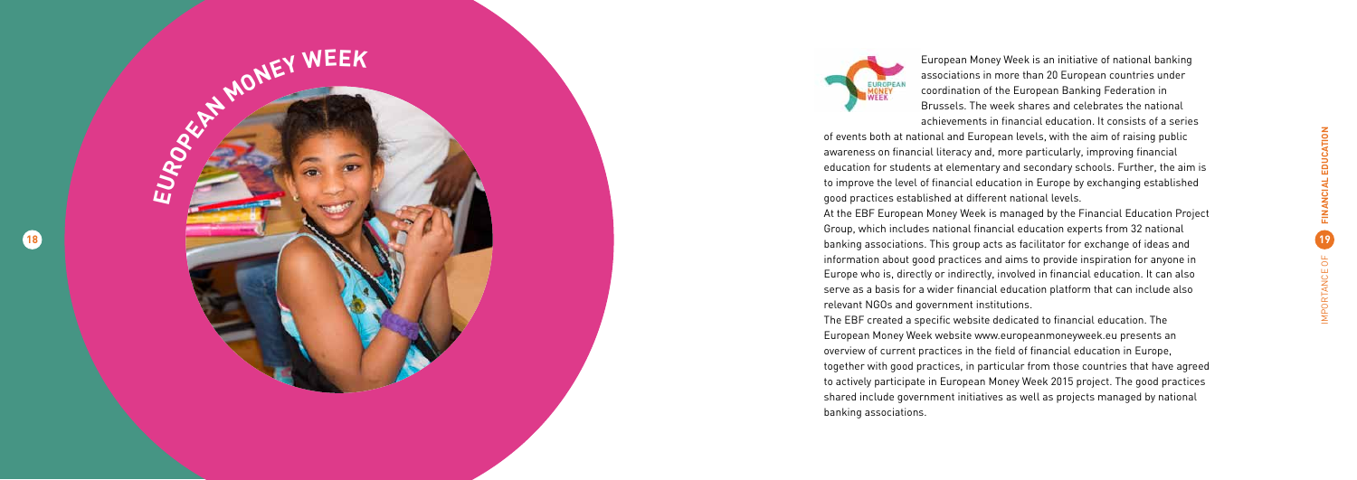# EUROPEAN MONEY WEEK

European Money Week is an initiative of national banking associations in more than 20 European countries under coordination of the European Banking Federation in Brussels. The week shares and celebrates the national achievements in financial education. It consists of a series of events both at national and European levels, with the aim of raising public awareness on financial literacy and, more particularly, improving financial education for students at elementary and secondary schools. Further, the aim is to improve the level of financial education in Europe by exchanging established good practices established at different national levels.

At the EBF European Money Week is managed by the Financial Education Project Group, which includes national financial education experts from 32 national banking associations. This group acts as facilitator for exchange of ideas and information about good practices and aims to provide inspiration for anyone in Europe who is, directly or indirectly, involved in financial education. It can also serve as a basis for a wider financial education platform that can include also relevant NGOs and government institutions.

The EBF created a specific website dedicated to financial education. The European Money Week website www.europeanmoneyweek.eu presents an overview of current practices in the field of financial education in Europe, together with good practices, in particular from those countries that have agreed to actively participate in European Money Week 2015 project. The good practices shared include government initiatives as well as projects managed by national banking associations.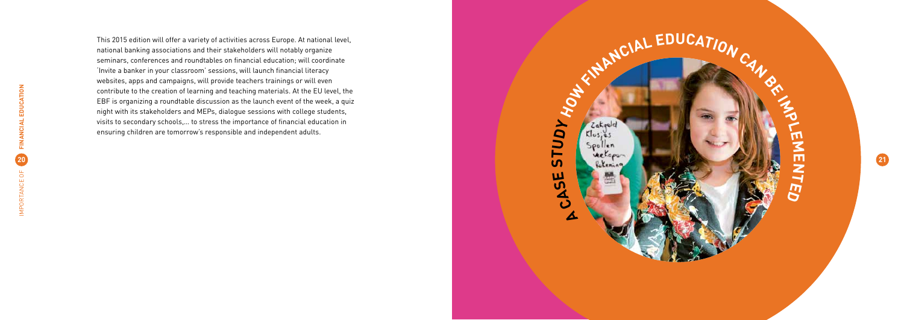This 2015 edition will offer a variety of activities across Europe. At national level, national banking associations and their stakeholders will notably organize seminars, conferences and roundtables on financial education; will coordinate 'Invite a banker in your classroom' sessions, will launch financial literacy websites, apps and campaigns, will provide teachers trainings or will even contribute to the creation of learning and teaching materials. At the EU level, the EBF is organizing a roundtable discussion as the launch event of the week, a quiz night with its stakeholders and MEPs, dialogue sessions with college students, visits to secondary schools,… to stress the importance of financial education in ensuring children are tomorrow's responsible and independent adults.

# A CASE STUDY HOW FINANCIAL EDUCATION CAN BE IMPLEMENTED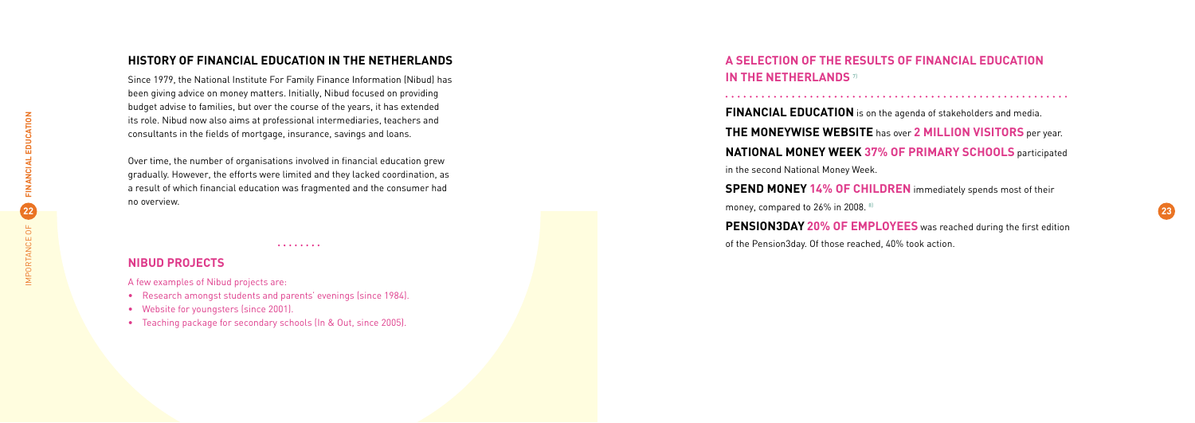## HISTORY OF FINANCIAL EDUCATION IN THE NETHERLANDS

Since 1979, the National Institute For Family Finance Information (Nibud) has been giving advice on money matters. Initially, Nibud focused on providing budget advise to families, but over the course of the years, it has extended its role. Nibud now also aims at professional intermediaries, teachers and consultants in the fields of mortgage, insurance, savings and loans.

Over time, the number of organisations involved in financial education grew gradually. However, the efforts were limited and they lacked coordination, as a result of which financial education was fragmented and the consumer had no overview.

## NIBUD PROJECTS

A few examples of Nibud projects are:

- Research amongst students and parents' evenings (since 1984).
- Website for youngsters (since 2001).
- Teaching package for secondary schools (In & Out, since 2005).

## A SELECTION OF THE RESULTS OF FINANCIAL EDUCATION IN THE NETHERLANDS [7]

**FINANCIAL EDUCATION** is on the agenda of stakeholders and media.

**THE MONEYWISE WEBSITE** has over **2 MILLION VISITORS** per year.

**NATIONAL MONEY WEEK 37% OF PRIMARY SCHOOLS** participated in the second National Money Week.

**SPEND MONEY 14% OF CHILDREN** immediately spends most of their money, compared to 26% in 2008. [8]

**PENSION3DAY 20% OF EMPLOYEES** was reached during the first edition of the Pension3day. Of those reached, 40% took action.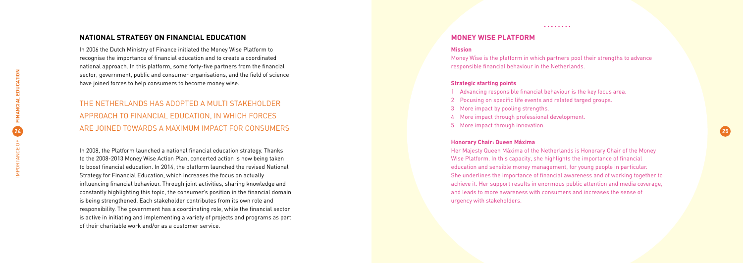## NATIONAL STRATEGY ON FINANCIAL EDUCATION

In 2006 the Dutch Ministry of Finance initiated the Money Wise Platform to recognise the importance of financial education and to create a coordinated national approach. In this platform, some forty-five partners from the financial sector, government, public and consumer organisations, and the field of science have joined forces to help consumers to become money wise.

THE NETHERLANDS HAS ADOPTED A MULTI STAKEHOLDER APPROACH TO FINANCIAL EDUCATION, IN WHICH FORCES ARE JOINED TOWARDS A MAXIMUM IMPACT FOR CONSUMERS

In 2008, the Platform launched a national financial education strategy. Thanks to the 2008-2013 Money Wise Action Plan, concerted action is now being taken to boost financial education. In 2014, the platform launched the revised National Strategy for Financial Education, which increases the focus on actually influencing financial behaviour. Through joint activities, sharing knowledge and constantly highlighting this topic, the consumer's position in the financial domain is being strengthened. Each stakeholder contributes from its own role and responsibility. The government has a coordinating role, while the financial sector is active in initiating and implementing a variety of projects and programs as part of their charitable work and/or as a customer service.

## MONEY WISE PLATFORM

**Mission**

Money Wise is the platform in which partners pool their strengths to advance responsible financial behaviour in the Netherlands.

**Strategic starting points**

1. Advancing responsible financial behaviour is the key focus area.
2. Pocusing on specific life events and related targed groups.
3. More impact by pooling strengths.
4. More impact through professional development.
5. More impact through innovation.

**Honorary Chair: Queen Máxima**

Her Majesty Queen Máxima of the Netherlands is Honorary Chair of the Money Wise Platform. In this capacity, she highlights the importance of financial education and sensible money management, for young people in particular. She underlines the importance of financial awareness and of working together to achieve it. Her support results in enormous public attention and media coverage, and leads to more awareness with consumers and increases the sense of urgency with stakeholders.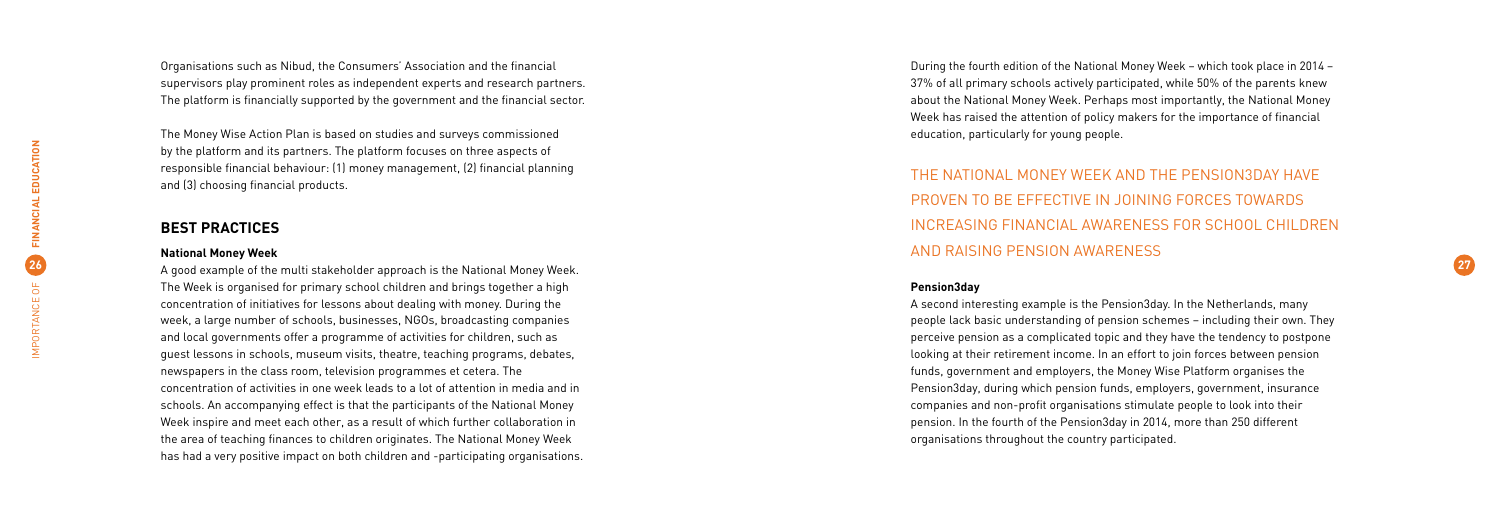Organisations such as Nibud, the Consumers' Association and the financial supervisors play prominent roles as independent experts and research partners. The platform is financially supported by the government and the financial sector.

The Money Wise Action Plan is based on studies and surveys commissioned by the platform and its partners. The platform focuses on three aspects of responsible financial behaviour: (1) money management, (2) financial planning and (3) choosing financial products.

## BEST PRACTICES

### National Money Week

A good example of the multi stakeholder approach is the National Money Week. The Week is organised for primary school children and brings together a high concentration of initiatives for lessons about dealing with money. During the week, a large number of schools, businesses, NGOs, broadcasting companies and local governments offer a programme of activities for children, such as guest lessons in schools, museum visits, theatre, teaching programs, debates, newspapers in the class room, television programmes et cetera. The concentration of activities in one week leads to a lot of attention in media and in schools. An accompanying effect is that the participants of the National Money Week inspire and meet each other, as a result of which further collaboration in the area of teaching finances to children originates. The National Money Week has had a very positive impact on both children and -participating organisations.

During the fourth edition of the National Money Week – which took place in 2014 – 37% of all primary schools actively participated, while 50% of the parents knew about the National Money Week. Perhaps most importantly, the National Money Week has raised the attention of policy makers for the importance of financial education, particularly for young people.

THE NATIONAL MONEY WEEK AND THE PENSION3DAY HAVE PROVEN TO BE EFFECTIVE IN JOINING FORCES TOWARDS INCREASING FINANCIAL AWARENESS FOR SCHOOL CHILDREN AND RAISING PENSION AWARENESS

### Pension3day

A second interesting example is the Pension3day. In the Netherlands, many people lack basic understanding of pension schemes – including their own. They perceive pension as a complicated topic and they have the tendency to postpone looking at their retirement income. In an effort to join forces between pension funds, government and employers, the Money Wise Platform organises the Pension3day, during which pension funds, employers, government, insurance companies and non-profit organisations stimulate people to look into their pension. In the fourth of the Pension3day in 2014, more than 250 different organisations throughout the country participated.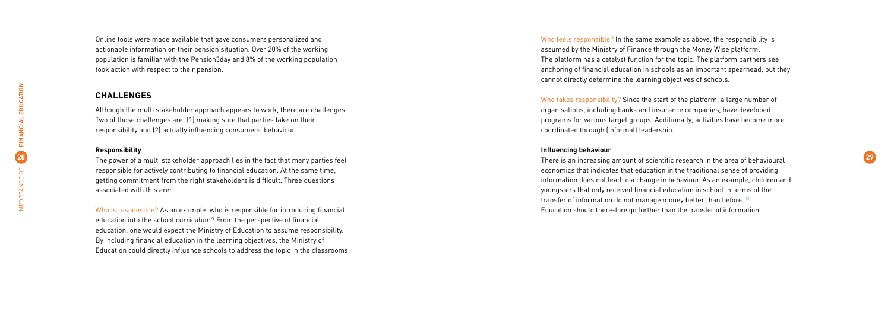Online tools were made available that gave consumers personalized and actionable information on their pension situation. Over 20% of the working population is familiar with the Pension3day and 8% of the working population took action with respect to their pension.

## CHALLENGES

Although the multi stakeholder approach appears to work, there are challenges. Two of those challenges are: (1) making sure that parties take on their responsibility and (2) actually influencing consumers' behaviour.

### Responsibility

The power of a multi stakeholder approach lies in the fact that many parties feel responsible for actively contributing to financial education. At the same time, getting commitment from the right stakeholders is difficult. Three questions associated with this are:

Who is responsible? As an example: who is responsible for introducing financial education into the school curriculum? From the perspective of financial education, one would expect the Ministry of Education to assume responsibility. By including financial education in the learning objectives, the Ministry of Education could directly influence schools to address the topic in the classrooms.

Who feels responsible? In the same example as above, the responsibility is assumed by the Ministry of Finance through the Money Wise platform. The platform has a catalyst function for the topic. The platform partners see anchoring of financial education in schools as an important spearhead, but they cannot directly determine the learning objectives of schools.

Who takes responsibility? Since the start of the platform, a large number of organisations, including banks and insurance companies, have developed programs for various target groups. Additionally, activities have become more coordinated through (informal) leadership.

### Influencing behaviour

There is an increasing amount of scientific research in the area of behavioural economics that indicates that education in the traditional sense of providing information does not lead to a change in behaviour. As an example, children and youngsters that only received financial education in school in terms of the transfer of information do not manage money better than before. [9]
Education should there-fore go further than the transfer of information.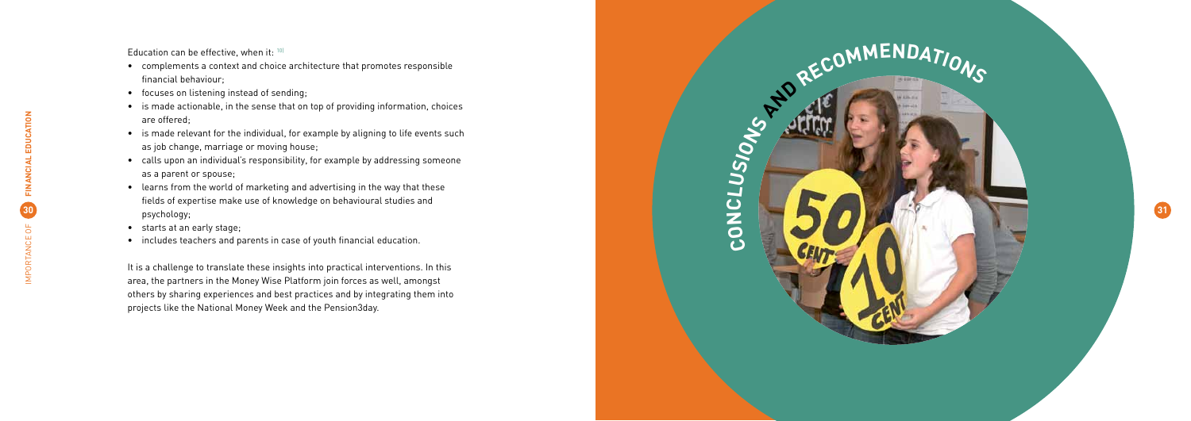Education can be effective, when it: [10]

- complements a context and choice architecture that promotes responsible financial behaviour;
- focuses on listening instead of sending;
- is made actionable, in the sense that on top of providing information, choices are offered;
- is made relevant for the individual, for example by aligning to life events such as job change, marriage or moving house;
- calls upon an individual's responsibility, for example by addressing someone as a parent or spouse;
- learns from the world of marketing and advertising in the way that these fields of expertise make use of knowledge on behavioural studies and psychology;
- starts at an early stage;
- includes teachers and parents in case of youth financial education.

It is a challenge to translate these insights into practical interventions. In this area, the partners in the Money Wise Platform join forces as well, amongst others by sharing experiences and best practices and by integrating them into projects like the National Money Week and the Pension3day.

# Conclusions and Recommendations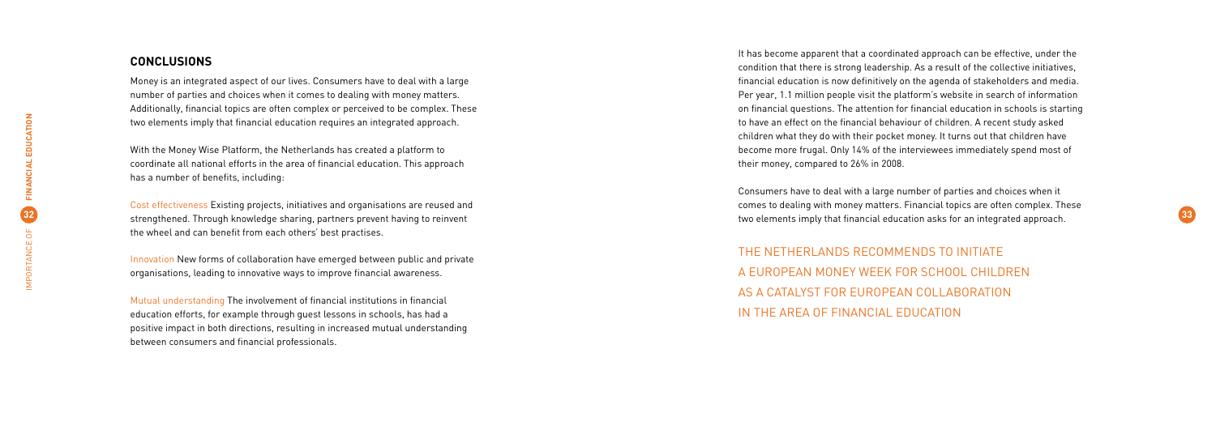## CONCLUSIONS

Money is an integrated aspect of our lives. Consumers have to deal with a large number of parties and choices when it comes to dealing with money matters. Additionally, financial topics are often complex or perceived to be complex. These two elements imply that financial education requires an integrated approach.

With the Money Wise Platform, the Netherlands has created a platform to coordinate all national efforts in the area of financial education. This approach has a number of benefits, including:

Cost effectiveness Existing projects, initiatives and organisations are reused and strengthened. Through knowledge sharing, partners prevent having to reinvent the wheel and can benefit from each others' best practises.

Innovation New forms of collaboration have emerged between public and private organisations, leading to innovative ways to improve financial awareness.

Mutual understanding The involvement of financial institutions in financial education efforts, for example through guest lessons in schools, has had a positive impact in both directions, resulting in increased mutual understanding between consumers and financial professionals.

It has become apparent that a coordinated approach can be effective, under the condition that there is strong leadership. As a result of the collective initiatives, financial education is now definitively on the agenda of stakeholders and media. Per year, 1.1 million people visit the platform's website in search of information on financial questions. The attention for financial education in schools is starting to have an effect on the financial behaviour of children. A recent study asked children what they do with their pocket money. It turns out that children have become more frugal. Only 14% of the interviewees immediately spend most of their money, compared to 26% in 2008.

Consumers have to deal with a large number of parties and choices when it comes to dealing with money matters. Financial topics are often complex. These two elements imply that financial education asks for an integrated approach.

THE NETHERLANDS RECOMMENDS TO INITIATE A EUROPEAN MONEY WEEK FOR SCHOOL CHILDREN AS A CATALYST FOR EUROPEAN COLLABORATION IN THE AREA OF FINANCIAL EDUCATION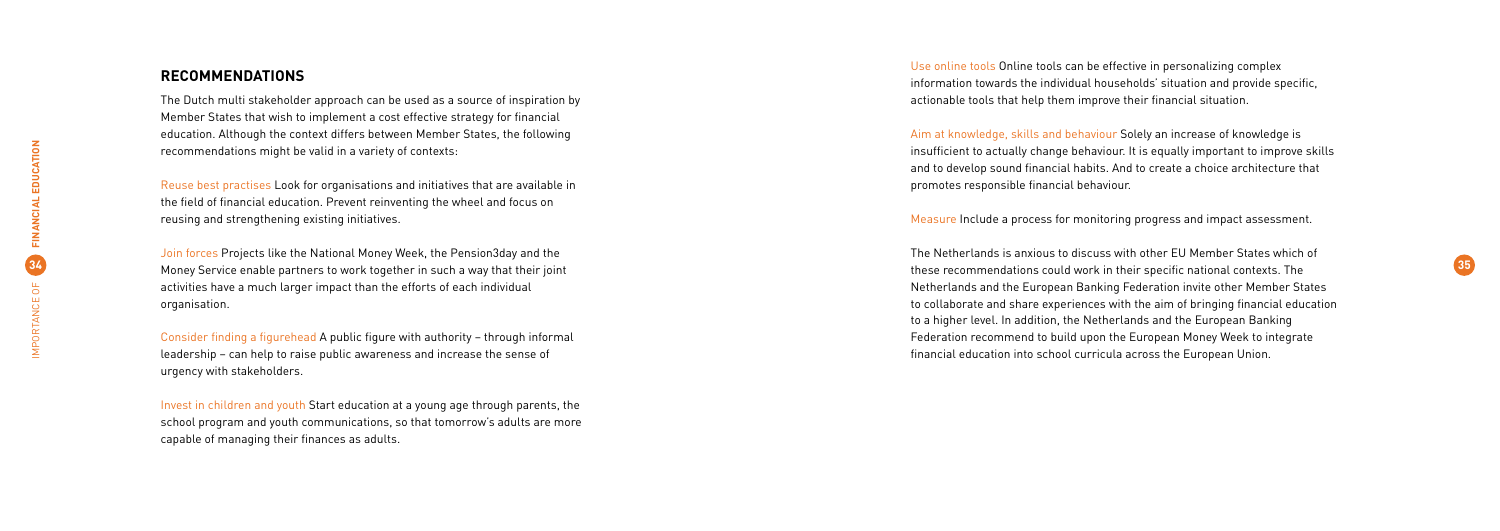## RECOMMENDATIONS

The Dutch multi stakeholder approach can be used as a source of inspiration by Member States that wish to implement a cost effective strategy for financial education. Although the context differs between Member States, the following recommendations might be valid in a variety of contexts:

Reuse best practises Look for organisations and initiatives that are available in the field of financial education. Prevent reinventing the wheel and focus on reusing and strengthening existing initiatives.

Join forces Projects like the National Money Week, the Pension3day and the Money Service enable partners to work together in such a way that their joint activities have a much larger impact than the efforts of each individual organisation.

Consider finding a figurehead A public figure with authority – through informal leadership – can help to raise public awareness and increase the sense of urgency with stakeholders.

Invest in children and youth Start education at a young age through parents, the school program and youth communications, so that tomorrow's adults are more capable of managing their finances as adults.

Use online tools Online tools can be effective in personalizing complex information towards the individual households' situation and provide specific, actionable tools that help them improve their financial situation.

Aim at knowledge, skills and behaviour Solely an increase of knowledge is insufficient to actually change behaviour. It is equally important to improve skills and to develop sound financial habits. And to create a choice architecture that promotes responsible financial behaviour.

Measure Include a process for monitoring progress and impact assessment.

The Netherlands is anxious to discuss with other EU Member States which of these recommendations could work in their specific national contexts. The Netherlands and the European Banking Federation invite other Member States to collaborate and share experiences with the aim of bringing financial education to a higher level. In addition, the Netherlands and the European Banking Federation recommend to build upon the European Money Week to integrate financial education into school curricula across the European Union.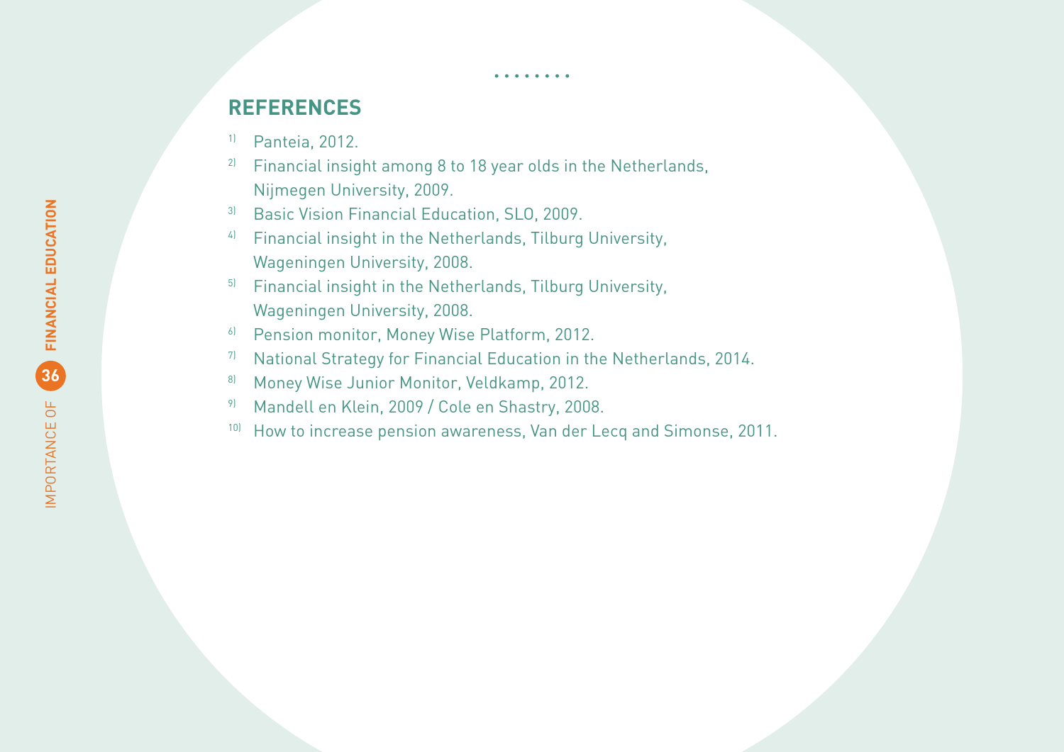## REFERENCES

1) Panteia, 2012.
2) Financial insight among 8 to 18 year olds in the Netherlands, Nijmegen University, 2009.
3) Basic Vision Financial Education, SLO, 2009.
4) Financial insight in the Netherlands, Tilburg University, Wageningen University, 2008.
5) Financial insight in the Netherlands, Tilburg University, Wageningen University, 2008.
6) Pension monitor, Money Wise Platform, 2012.
7) National Strategy for Financial Education in the Netherlands, 2014.
8) Money Wise Junior Monitor, Veldkamp, 2012.
9) Mandell en Klein, 2009 / Cole en Shastry, 2008.
10) How to increase pension awareness, Van der Lecq and Simonse, 2011.